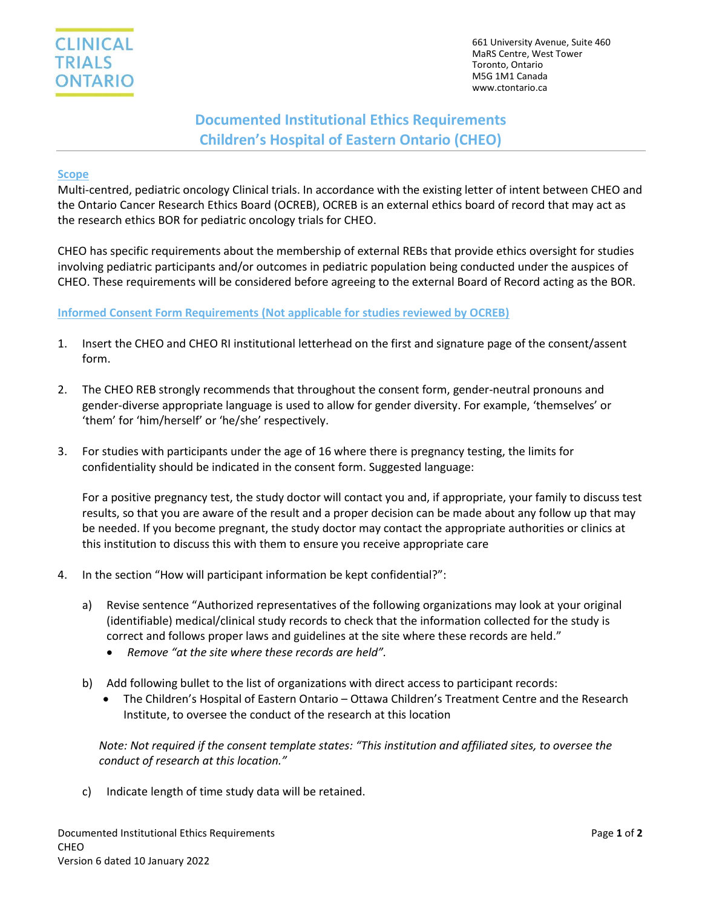CLINICAL TRIALS ONTARIO

661 University Avenue, Suite 460
MaRS Centre, West Tower
Toronto, Ontario
M5G 1M1 Canada
www.ctontario.ca

# Documented Institutional Ethics Requirements
# Children's Hospital of Eastern Ontario (CHEO)

## Scope

Multi-centred, pediatric oncology Clinical trials. In accordance with the existing letter of intent between CHEO and the Ontario Cancer Research Ethics Board (OCREB), OCREB is an external ethics board of record that may act as the research ethics BOR for pediatric oncology trials for CHEO.

CHEO has specific requirements about the membership of external REBs that provide ethics oversight for studies involving pediatric participants and/or outcomes in pediatric population being conducted under the auspices of CHEO. These requirements will be considered before agreeing to the external Board of Record acting as the BOR.

## Informed Consent Form Requirements (Not applicable for studies reviewed by OCREB)

1. Insert the CHEO and CHEO RI institutional letterhead on the first and signature page of the consent/assent form.

2. The CHEO REB strongly recommends that throughout the consent form, gender-neutral pronouns and gender-diverse appropriate language is used to allow for gender diversity. For example, 'themselves' or 'them' for 'him/herself' or 'he/she' respectively.

3. For studies with participants under the age of 16 where there is pregnancy testing, the limits for confidentiality should be indicated in the consent form. Suggested language:

   For a positive pregnancy test, the study doctor will contact you and, if appropriate, your family to discuss test results, so that you are aware of the result and a proper decision can be made about any follow up that may be needed. If you become pregnant, the study doctor may contact the appropriate authorities or clinics at this institution to discuss this with them to ensure you receive appropriate care

4. In the section "How will participant information be kept confidential?":

   a) Revise sentence "Authorized representatives of the following organizations may look at your original (identifiable) medical/clinical study records to check that the information collected for the study is correct and follows proper laws and guidelines at the site where these records are held."
      - *Remove "at the site where these records are held".*

   b) Add following bullet to the list of organizations with direct access to participant records:
      - The Children's Hospital of Eastern Ontario – Ottawa Children's Treatment Centre and the Research Institute, to oversee the conduct of the research at this location

      *Note: Not required if the consent template states: "This institution and affiliated sites, to oversee the conduct of research at this location."*

   c) Indicate length of time study data will be retained.

Documented Institutional Ethics Requirements
CHEO
Version 6 dated 10 January 2022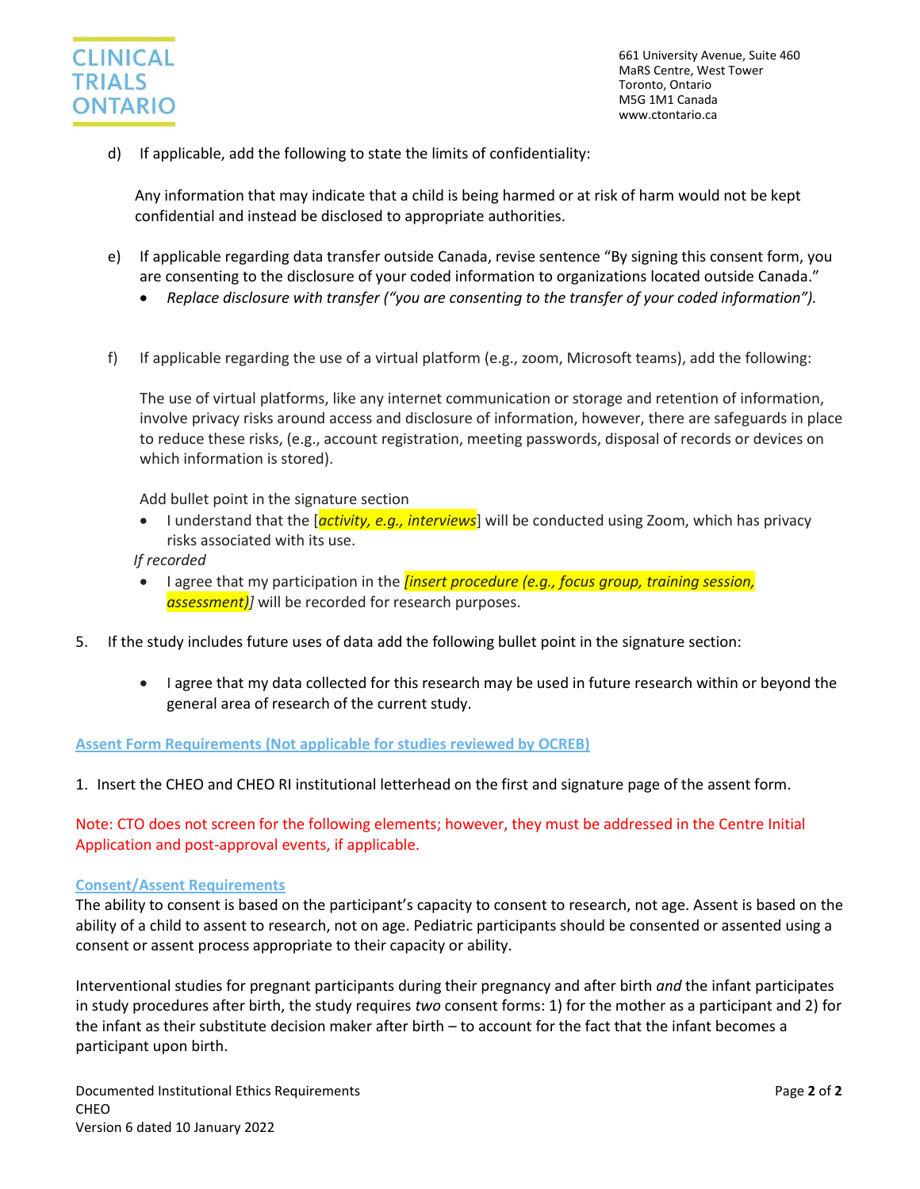d) If applicable, add the following to state the limits of confidentiality:

Any information that may indicate that a child is being harmed or at risk of harm would not be kept confidential and instead be disclosed to appropriate authorities.

e) If applicable regarding data transfer outside Canada, revise sentence "By signing this consent form, you are consenting to the disclosure of your coded information to organizations located outside Canada."

- *Replace disclosure with transfer ("you are consenting to the transfer of your coded information").*

f) If applicable regarding the use of a virtual platform (e.g., zoom, Microsoft teams), add the following:

The use of virtual platforms, like any internet communication or storage and retention of information, involve privacy risks around access and disclosure of information, however, there are safeguards in place to reduce these risks, (e.g., account registration, meeting passwords, disposal of records or devices on which information is stored).

Add bullet point in the signature section

- I understand that the [*activity, e.g., interviews*] will be conducted using Zoom, which has privacy risks associated with its use.

*If recorded*

- I agree that my participation in the *[insert procedure (e.g., focus group, training session, assessment)]* will be recorded for research purposes.

5. If the study includes future uses of data add the following bullet point in the signature section:

- I agree that my data collected for this research may be used in future research within or beyond the general area of research of the current study.

## Assent Form Requirements (Not applicable for studies reviewed by OCREB)

1. Insert the CHEO and CHEO RI institutional letterhead on the first and signature page of the assent form.

Note: CTO does not screen for the following elements; however, they must be addressed in the Centre Initial Application and post-approval events, if applicable.

### Consent/Assent Requirements

The ability to consent is based on the participant's capacity to consent to research, not age. Assent is based on the ability of a child to assent to research, not on age. Pediatric participants should be consented or assented using a consent or assent process appropriate to their capacity or ability.

Interventional studies for pregnant participants during their pregnancy and after birth *and* the infant participates in study procedures after birth, the study requires *two* consent forms: 1) for the mother as a participant and 2) for the infant as their substitute decision maker after birth – to account for the fact that the infant becomes a participant upon birth.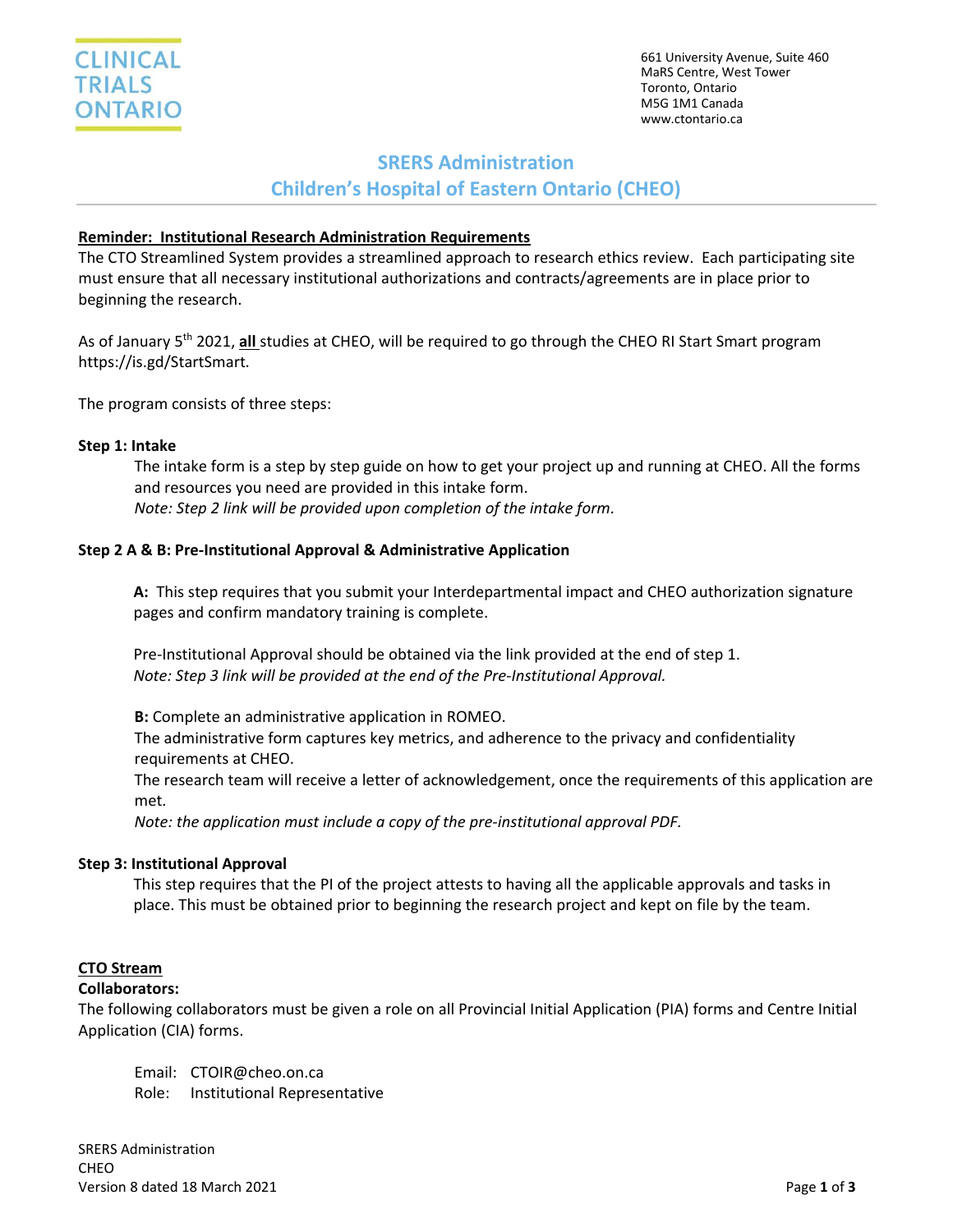CLINICAL TRIALS ONTARIO

661 University Avenue, Suite 460
MaRS Centre, West Tower
Toronto, Ontario
M5G 1M1 Canada
www.ctontario.ca

# SRERS Administration
# Children's Hospital of Eastern Ontario (CHEO)

**Reminder: Institutional Research Administration Requirements**

The CTO Streamlined System provides a streamlined approach to research ethics review. Each participating site must ensure that all necessary institutional authorizations and contracts/agreements are in place prior to beginning the research.

As of January 5th 2021, **all** studies at CHEO, will be required to go through the CHEO RI Start Smart program https://is.gd/StartSmart.

The program consists of three steps:

**Step 1: Intake**

The intake form is a step by step guide on how to get your project up and running at CHEO. All the forms and resources you need are provided in this intake form.
*Note: Step 2 link will be provided upon completion of the intake form.*

**Step 2 A & B: Pre-Institutional Approval & Administrative Application**

**A:** This step requires that you submit your Interdepartmental impact and CHEO authorization signature pages and confirm mandatory training is complete.

Pre-Institutional Approval should be obtained via the link provided at the end of step 1.
*Note: Step 3 link will be provided at the end of the Pre-Institutional Approval.*

**B:** Complete an administrative application in ROMEO.
The administrative form captures key metrics, and adherence to the privacy and confidentiality requirements at CHEO.
The research team will receive a letter of acknowledgement, once the requirements of this application are met.
*Note: the application must include a copy of the pre-institutional approval PDF.*

**Step 3: Institutional Approval**

This step requires that the PI of the project attests to having all the applicable approvals and tasks in place. This must be obtained prior to beginning the research project and kept on file by the team.

**CTO Stream**

**Collaborators:**

The following collaborators must be given a role on all Provincial Initial Application (PIA) forms and Centre Initial Application (CIA) forms.

Email: CTOIR@cheo.on.ca
Role: Institutional Representative

SRERS Administration
CHEO
Version 8 dated 18 March 2021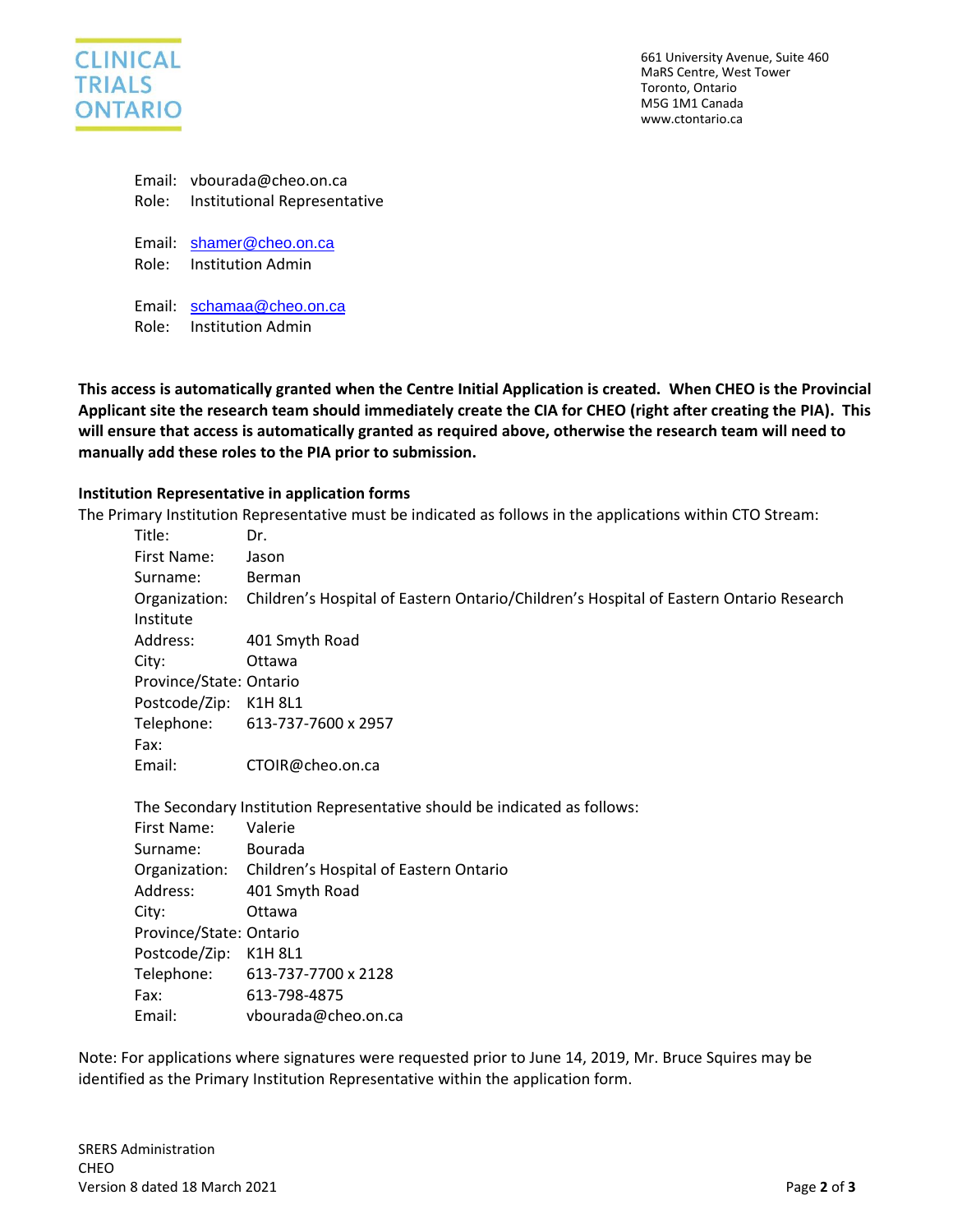Email: vbourada@cheo.on.ca
Role: Institutional Representative

Email: shamer@cheo.on.ca
Role: Institution Admin

Email: schamaa@cheo.on.ca
Role: Institution Admin

**This access is automatically granted when the Centre Initial Application is created. When CHEO is the Provincial Applicant site the research team should immediately create the CIA for CHEO (right after creating the PIA). This will ensure that access is automatically granted as required above, otherwise the research team will need to manually add these roles to the PIA prior to submission.**

**Institution Representative in application forms**

The Primary Institution Representative must be indicated as follows in the applications within CTO Stream:

Title: Dr.
First Name: Jason
Surname: Berman
Organization: Children's Hospital of Eastern Ontario/Children's Hospital of Eastern Ontario Research Institute
Address: 401 Smyth Road
City: Ottawa
Province/State: Ontario
Postcode/Zip: K1H 8L1
Telephone: 613-737-7600 x 2957
Fax:
Email: CTOIR@cheo.on.ca

The Secondary Institution Representative should be indicated as follows:

First Name: Valerie
Surname: Bourada
Organization: Children's Hospital of Eastern Ontario
Address: 401 Smyth Road
City: Ottawa
Province/State: Ontario
Postcode/Zip: K1H 8L1
Telephone: 613-737-7700 x 2128
Fax: 613-798-4875
Email: vbourada@cheo.on.ca

Note: For applications where signatures were requested prior to June 14, 2019, Mr. Bruce Squires may be identified as the Primary Institution Representative within the application form.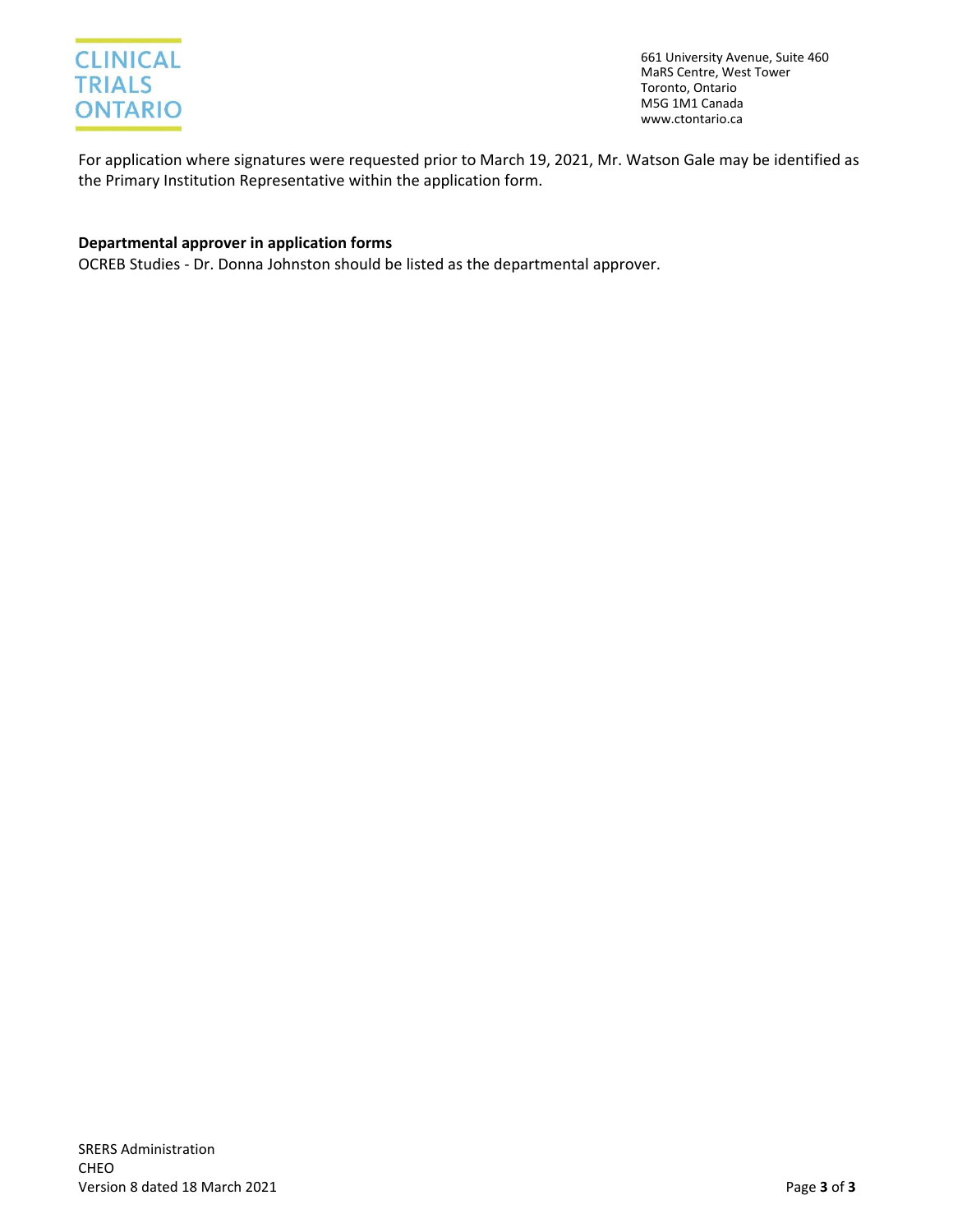For application where signatures were requested prior to March 19, 2021, Mr. Watson Gale may be identified as the Primary Institution Representative within the application form.

**Departmental approver in application forms**

OCREB Studies - Dr. Donna Johnston should be listed as the departmental approver.